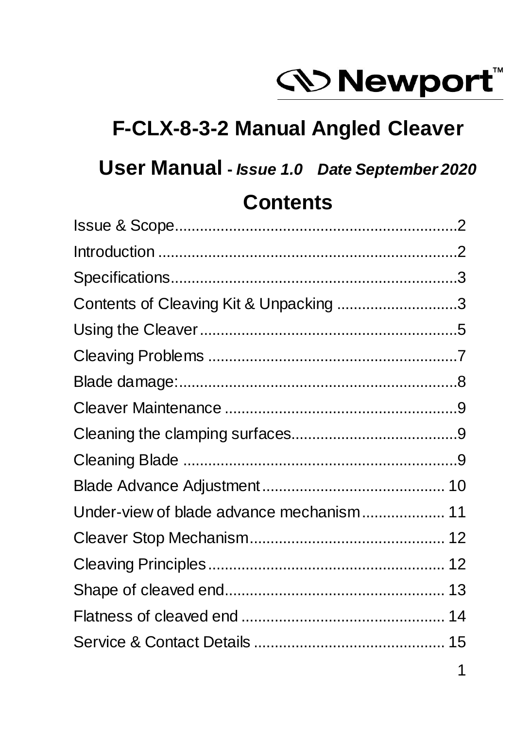Newport™

# F-CLX-8-3-2 Manual Angled Cleaver

## User Manual - *Issue 1.0 Date September 2020*

## Contents

Issue & Scope....................................................................2
Introduction .......................................................................2
Specifications....................................................................3
Contents of Cleaving Kit & Unpacking .............................3
Using the Cleaver..............................................................5
Cleaving Problems ............................................................7
Blade damage:...................................................................8
Cleaver Maintenance ........................................................9
Cleaning the clamping surfaces........................................9
Cleaning Blade ..................................................................9
Blade Advance Adjustment............................................ 10
Under-view of blade advance mechanism.................... 11
Cleaver Stop Mechanism............................................... 12
Cleaving Principles......................................................... 12
Shape of cleaved end..................................................... 13
Flatness of cleaved end ................................................. 14
Service & Contact Details .............................................. 15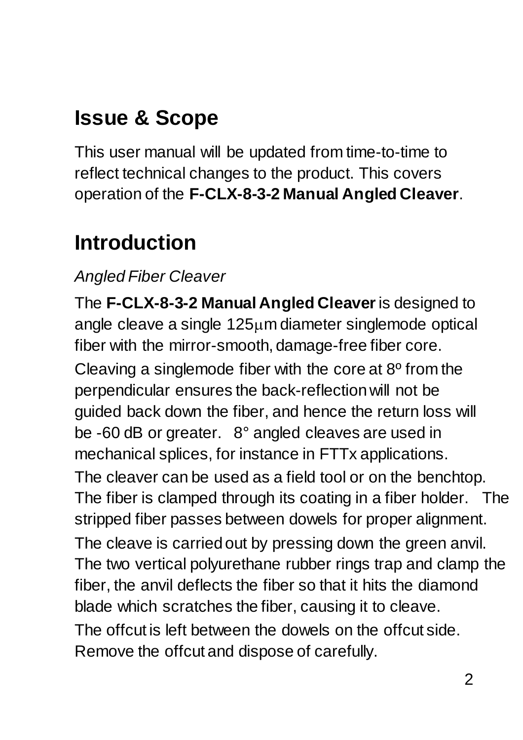## Issue & Scope

This user manual will be updated from time-to-time to reflect technical changes to the product. This covers operation of the **F-CLX-8-3-2 Manual Angled Cleaver**.

## Introduction

*Angled Fiber Cleaver*

The **F-CLX-8-3-2 Manual Angled Cleaver** is designed to angle cleave a single 125μm diameter singlemode optical fiber with the mirror-smooth, damage-free fiber core.

Cleaving a singlemode fiber with the core at 8º from the perpendicular ensures the back-reflection will not be guided back down the fiber, and hence the return loss will be -60 dB or greater. 8° angled cleaves are used in mechanical splices, for instance in FTTx applications.

The cleaver can be used as a field tool or on the benchtop. The fiber is clamped through its coating in a fiber holder. The stripped fiber passes between dowels for proper alignment.

The cleave is carried out by pressing down the green anvil. The two vertical polyurethane rubber rings trap and clamp the fiber, the anvil deflects the fiber so that it hits the diamond blade which scratches the fiber, causing it to cleave.

The offcut is left between the dowels on the offcut side. Remove the offcut and dispose of carefully.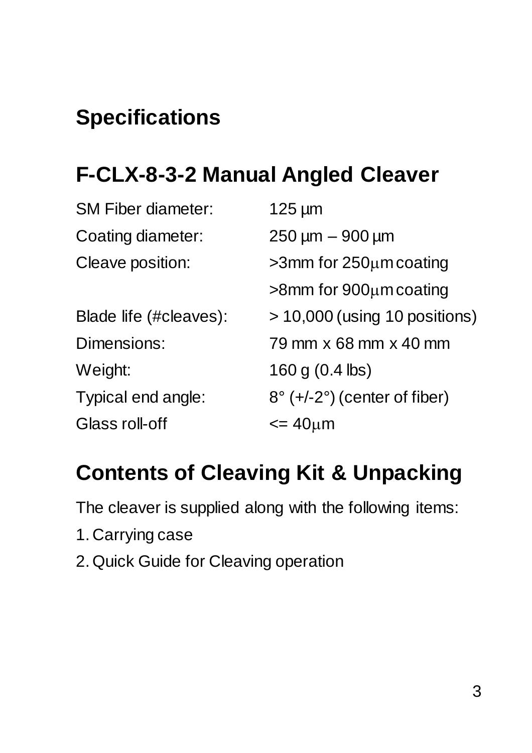# Specifications

## F-CLX-8-3-2 Manual Angled Cleaver

| | |
|---|---|
| SM Fiber diameter: | 125 µm |
| Coating diameter: | 250 µm – 900 µm |
| Cleave position: | >3mm for 250µm coating |
| | >8mm for 900µm coating |
| Blade life (#cleaves): | > 10,000 (using 10 positions) |
| Dimensions: | 79 mm x 68 mm x 40 mm |
| Weight: | 160 g (0.4 lbs) |
| Typical end angle: | 8° (+/-2°) (center of fiber) |
| Glass roll-off | <= 40µm |

## Contents of Cleaving Kit & Unpacking

The cleaver is supplied along with the following items:

1. Carrying case
2. Quick Guide for Cleaving operation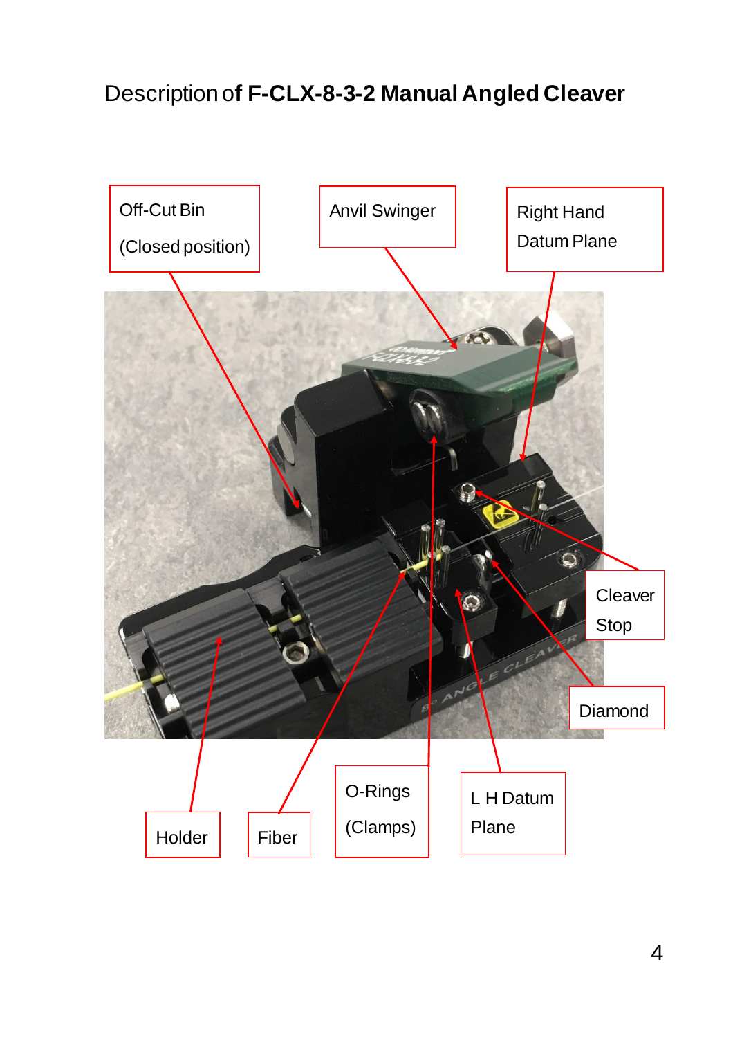Description of **F-CLX-8-3-2 Manual Angled Cleaver**

Off-Cut Bin (Closed position)

Anvil Swinger

Right Hand Datum Plane

Cleaver Stop

Diamond

Holder

Fiber

O-Rings (Clamps)

L H Datum Plane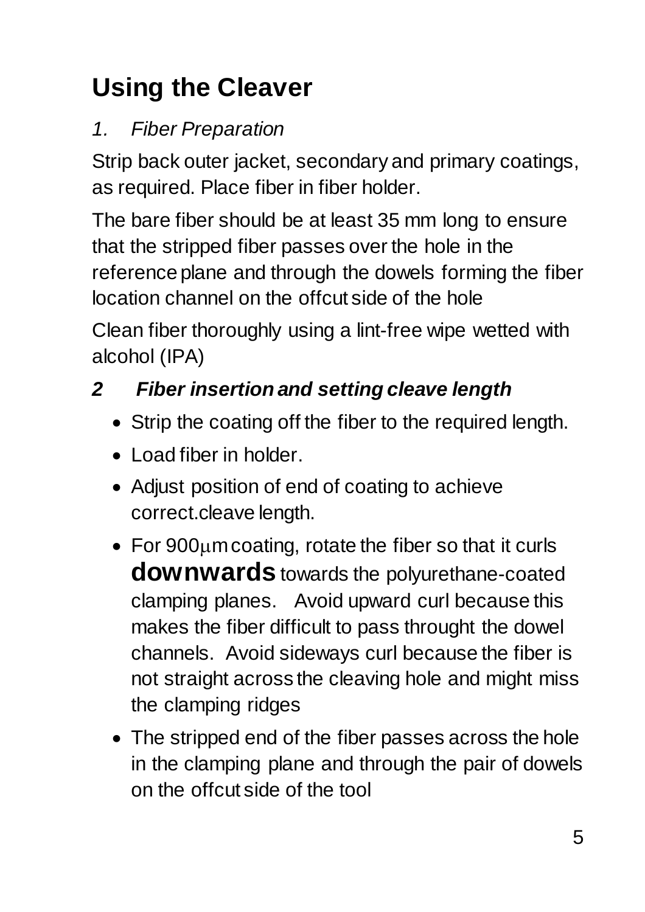# Using the Cleaver

*1. Fiber Preparation*

Strip back outer jacket, secondary and primary coatings, as required. Place fiber in fiber holder.

The bare fiber should be at least 35 mm long to ensure that the stripped fiber passes over the hole in the reference plane and through the dowels forming the fiber location channel on the offcut side of the hole

Clean fiber thoroughly using a lint-free wipe wetted with alcohol (IPA)

***2 Fiber insertion and setting cleave length***

- Strip the coating off the fiber to the required length.
- Load fiber in holder.
- Adjust position of end of coating to achieve correct.cleave length.
- For 900µm coating, rotate the fiber so that it curls **downwards** towards the polyurethane-coated clamping planes. Avoid upward curl because this makes the fiber difficult to pass throught the dowel channels. Avoid sideways curl because the fiber is not straight across the cleaving hole and might miss the clamping ridges
- The stripped end of the fiber passes across the hole in the clamping plane and through the pair of dowels on the offcut side of the tool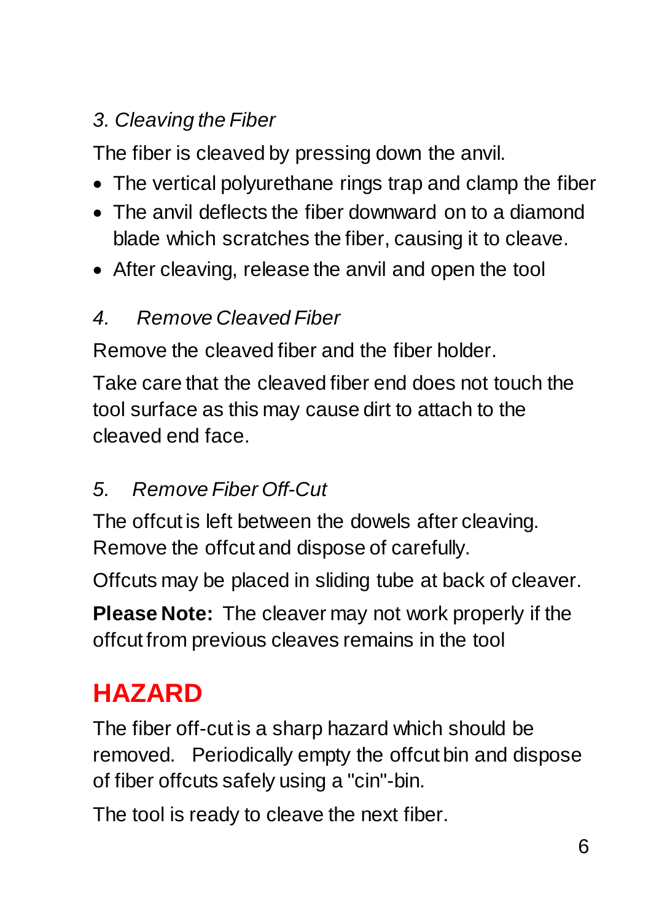### *3. Cleaving the Fiber*

The fiber is cleaved by pressing down the anvil.

- The vertical polyurethane rings trap and clamp the fiber
- The anvil deflects the fiber downward on to a diamond blade which scratches the fiber, causing it to cleave.
- After cleaving, release the anvil and open the tool

### *4. Remove Cleaved Fiber*

Remove the cleaved fiber and the fiber holder.

Take care that the cleaved fiber end does not touch the tool surface as this may cause dirt to attach to the cleaved end face.

### *5. Remove Fiber Off-Cut*

The offcut is left between the dowels after cleaving. Remove the offcut and dispose of carefully.

Offcuts may be placed in sliding tube at back of cleaver.

**Please Note:** The cleaver may not work properly if the offcut from previous cleaves remains in the tool

## HAZARD

The fiber off-cut is a sharp hazard which should be removed. Periodically empty the offcut bin and dispose of fiber offcuts safely using a "cin"-bin.

The tool is ready to cleave the next fiber.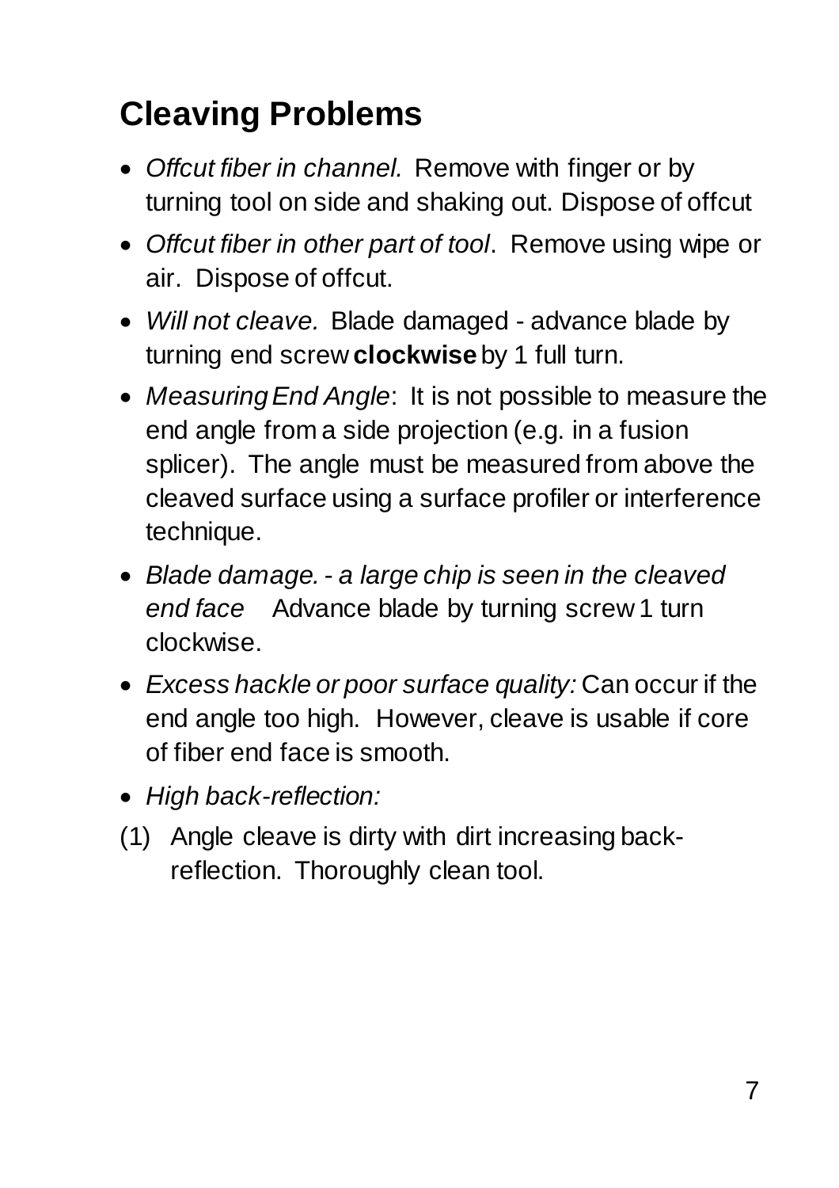## Cleaving Problems

- *Offcut fiber in channel.* Remove with finger or by turning tool on side and shaking out. Dispose of offcut
- *Offcut fiber in other part of tool*. Remove using wipe or air. Dispose of offcut.
- *Will not cleave.* Blade damaged - advance blade by turning end screw **clockwise** by 1 full turn.
- *Measuring End Angle*: It is not possible to measure the end angle from a side projection (e.g. in a fusion splicer). The angle must be measured from above the cleaved surface using a surface profiler or interference technique.
- *Blade damage. - a large chip is seen in the cleaved end face* Advance blade by turning screw 1 turn clockwise.
- *Excess hackle or poor surface quality:* Can occur if the end angle too high. However, cleave is usable if core of fiber end face is smooth.
- *High back-reflection:*

(1) Angle cleave is dirty with dirt increasing back-reflection. Thoroughly clean tool.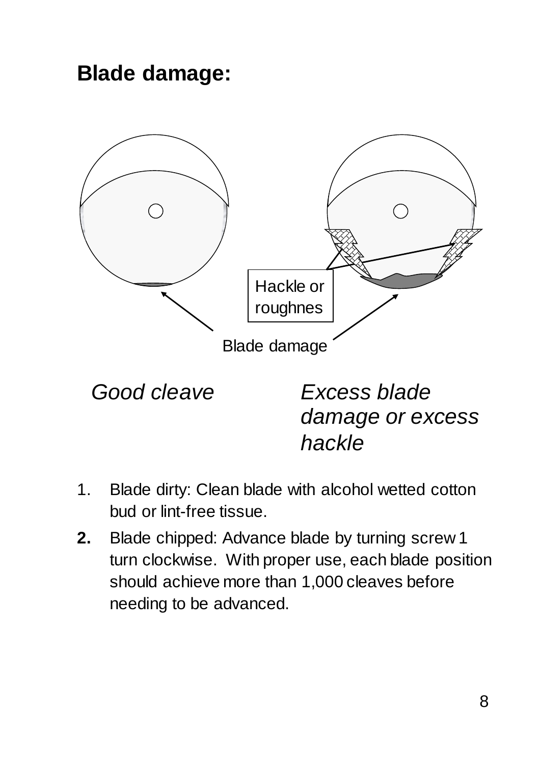## Blade damage:

Hackle or roughnes

Blade damage

*Good cleave*

*Excess blade damage or excess hackle*

1. Blade dirty: Clean blade with alcohol wetted cotton bud or lint-free tissue.
2. Blade chipped: Advance blade by turning screw 1 turn clockwise. With proper use, each blade position should achieve more than 1,000 cleaves before needing to be advanced.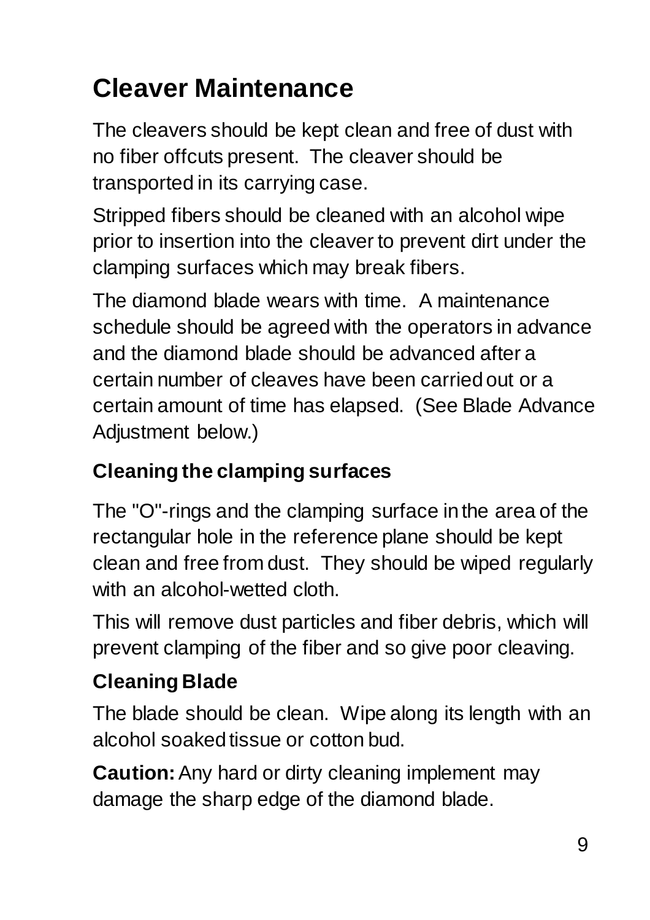# Cleaver Maintenance

The cleavers should be kept clean and free of dust with no fiber offcuts present. The cleaver should be transported in its carrying case.

Stripped fibers should be cleaned with an alcohol wipe prior to insertion into the cleaver to prevent dirt under the clamping surfaces which may break fibers.

The diamond blade wears with time. A maintenance schedule should be agreed with the operators in advance and the diamond blade should be advanced after a certain number of cleaves have been carried out or a certain amount of time has elapsed. (See Blade Advance Adjustment below.)

## Cleaning the clamping surfaces

The "O"-rings and the clamping surface in the area of the rectangular hole in the reference plane should be kept clean and free from dust. They should be wiped regularly with an alcohol-wetted cloth.

This will remove dust particles and fiber debris, which will prevent clamping of the fiber and so give poor cleaving.

## Cleaning Blade

The blade should be clean. Wipe along its length with an alcohol soaked tissue or cotton bud.

**Caution:** Any hard or dirty cleaning implement may damage the sharp edge of the diamond blade.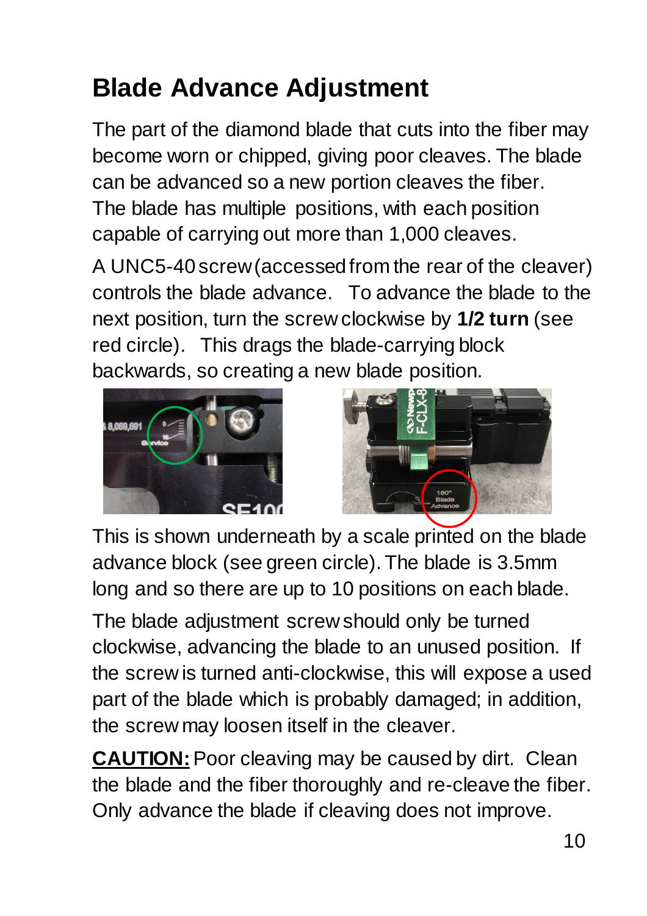# Blade Advance Adjustment

The part of the diamond blade that cuts into the fiber may become worn or chipped, giving poor cleaves. The blade can be advanced so a new portion cleaves the fiber. The blade has multiple positions, with each position capable of carrying out more than 1,000 cleaves.

A UNC5-40 screw (accessed from the rear of the cleaver) controls the blade advance. To advance the blade to the next position, turn the screw clockwise by **1/2 turn** (see red circle). This drags the blade-carrying block backwards, so creating a new blade position.

This is shown underneath by a scale printed on the blade advance block (see green circle). The blade is 3.5mm long and so there are up to 10 positions on each blade.

The blade adjustment screw should only be turned clockwise, advancing the blade to an unused position. If the screw is turned anti-clockwise, this will expose a used part of the blade which is probably damaged; in addition, the screw may loosen itself in the cleaver.

**CAUTION:** Poor cleaving may be caused by dirt. Clean the blade and the fiber thoroughly and re-cleave the fiber. Only advance the blade if cleaving does not improve.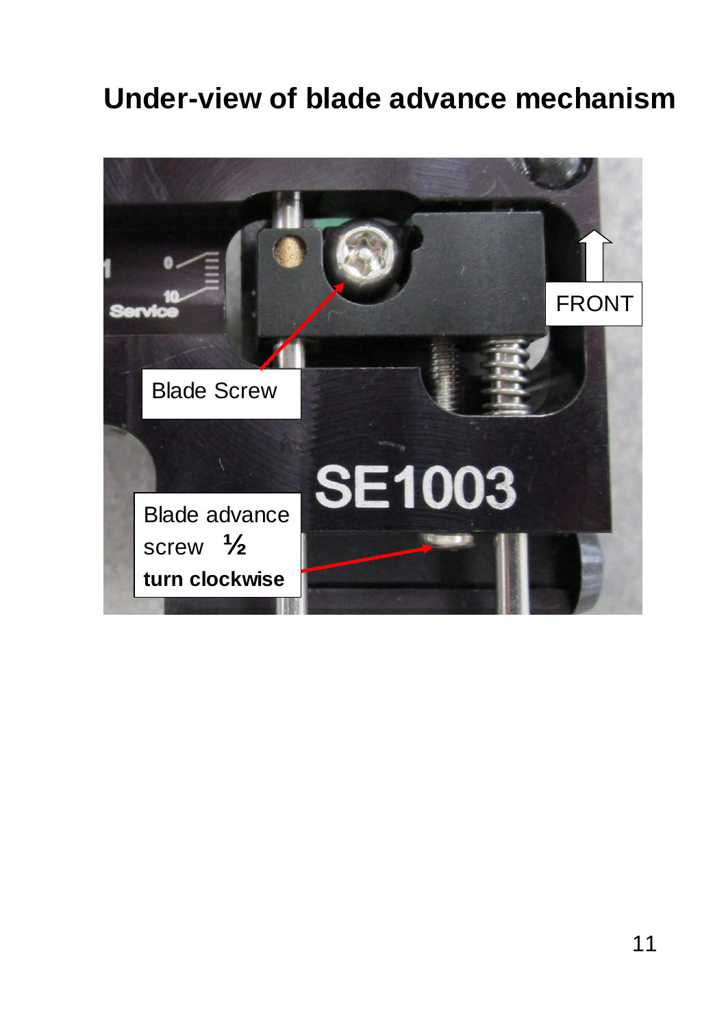# Under-view of blade advance mechanism

Blade Screw

FRONT

Blade advance screw ½ **turn clockwise**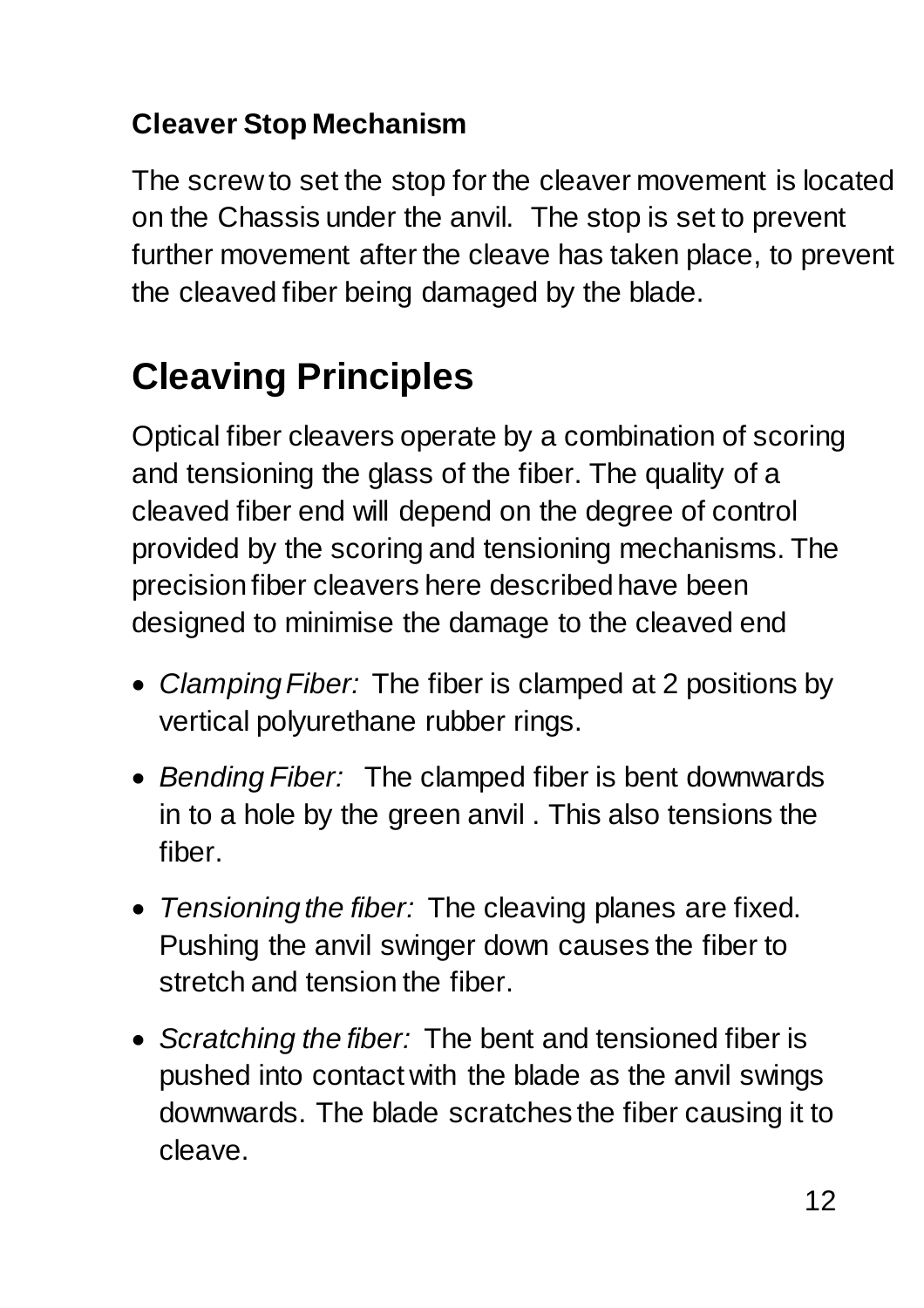### Cleaver Stop Mechanism

The screw to set the stop for the cleaver movement is located on the Chassis under the anvil. The stop is set to prevent further movement after the cleave has taken place, to prevent the cleaved fiber being damaged by the blade.

## Cleaving Principles

Optical fiber cleavers operate by a combination of scoring and tensioning the glass of the fiber. The quality of a cleaved fiber end will depend on the degree of control provided by the scoring and tensioning mechanisms. The precision fiber cleavers here described have been designed to minimise the damage to the cleaved end

- *Clamping Fiber:* The fiber is clamped at 2 positions by vertical polyurethane rubber rings.
- *Bending Fiber:* The clamped fiber is bent downwards in to a hole by the green anvil . This also tensions the fiber.
- *Tensioning the fiber:* The cleaving planes are fixed. Pushing the anvil swinger down causes the fiber to stretch and tension the fiber.
- *Scratching the fiber:* The bent and tensioned fiber is pushed into contact with the blade as the anvil swings downwards. The blade scratches the fiber causing it to cleave.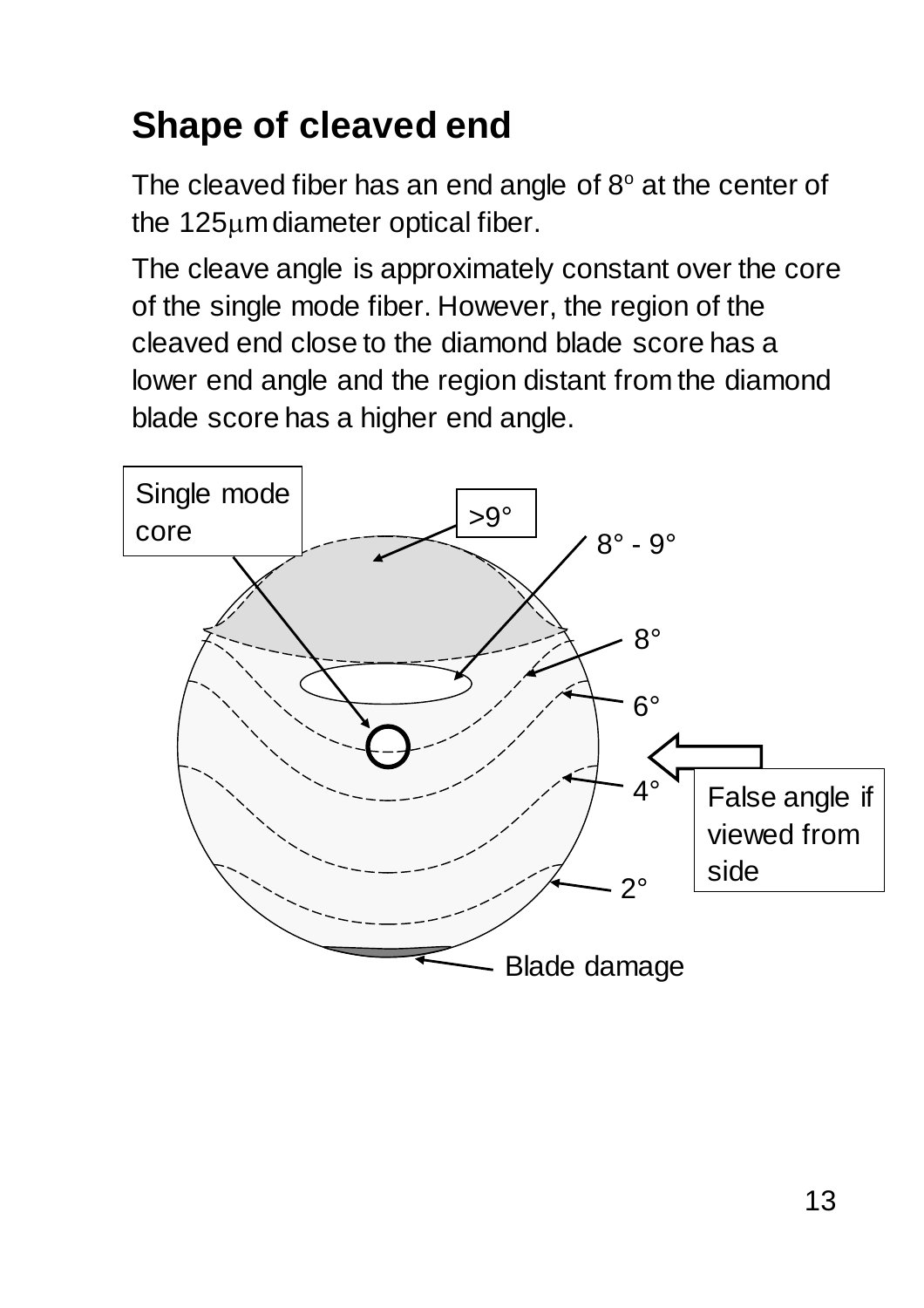## Shape of cleaved end

The cleaved fiber has an end angle of 8° at the center of the 125μm diameter optical fiber.

The cleave angle is approximately constant over the core of the single mode fiber. However, the region of the cleaved end close to the diamond blade score has a lower end angle and the region distant from the diamond blade score has a higher end angle.

Single mode core

>9°

8° - 9°

8°

6°

4°

2°

False angle if viewed from side

Blade damage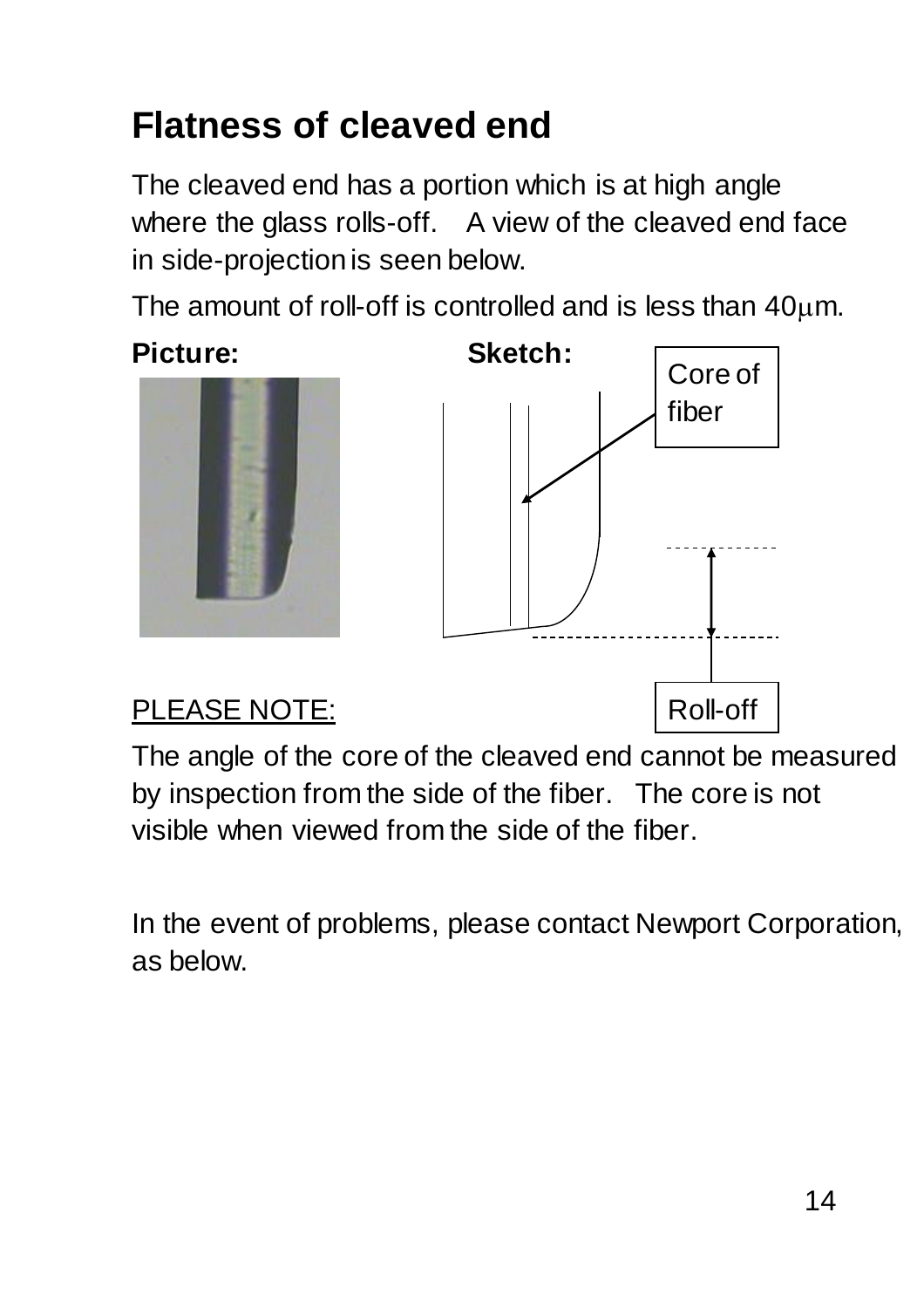# Flatness of cleaved end

The cleaved end has a portion which is at high angle where the glass rolls-off. A view of the cleaved end face in side-projection is seen below.

The amount of roll-off is controlled and is less than 40μm.

**Picture:** **Sketch:**

Core of fiber

Roll-off

PLEASE NOTE:

The angle of the core of the cleaved end cannot be measured by inspection from the side of the fiber. The core is not visible when viewed from the side of the fiber.

In the event of problems, please contact Newport Corporation, as below.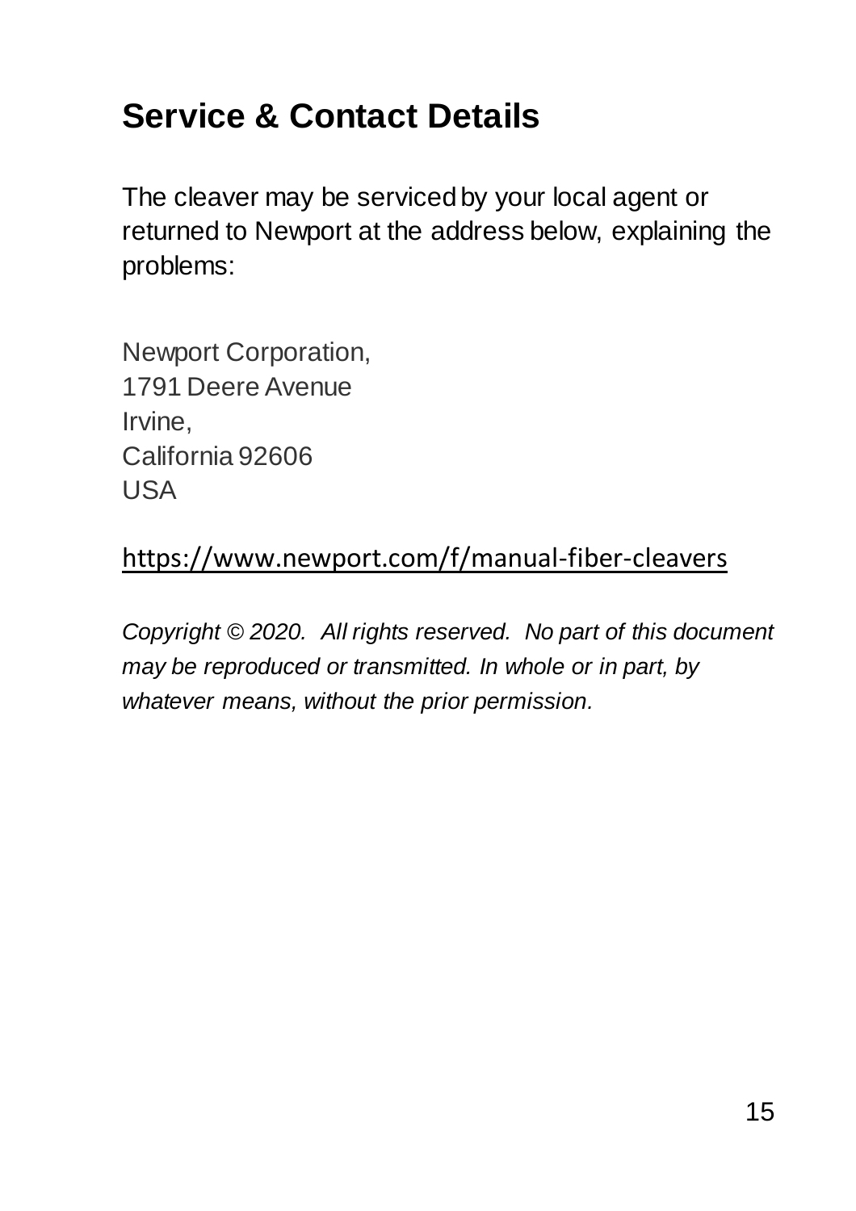# Service & Contact Details

The cleaver may be serviced by your local agent or returned to Newport at the address below, explaining the problems:

Newport Corporation,
1791 Deere Avenue
Irvine,
California 92606
USA

https://www.newport.com/f/manual-fiber-cleavers

*Copyright © 2020. All rights reserved. No part of this document may be reproduced or transmitted. In whole or in part, by whatever means, without the prior permission.*